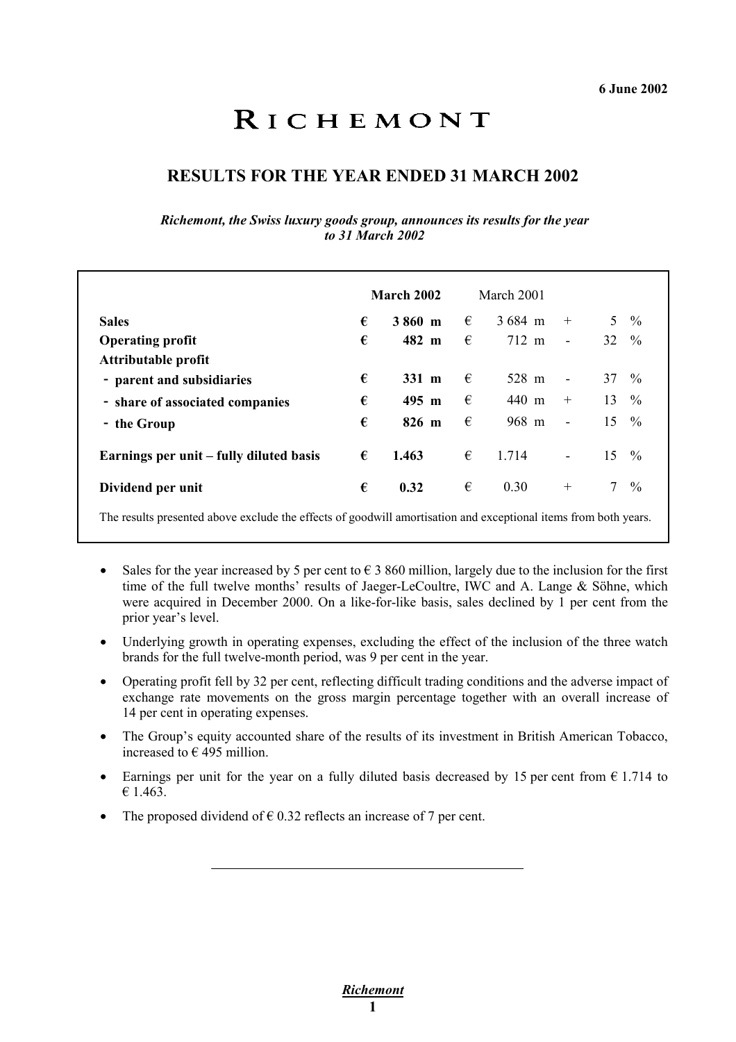**6 June 2002**

# RICHEMONT

## RESULTS FOR THE YEAR ENDED 31 MARCH 2002

*Richemont, the Swiss luxury goods group, announces its results for the year to 31 March 2002*

| | | **March 2002** | | March 2001 | | |
|---|---|---|---|---|---|---|
| **Sales** | **€** | **3 860 m** | € | 3 684 m | + | 5 % |
| **Operating profit** | **€** | **482 m** | € | 712 m | - | 32 % |
| **Attributable profit** | | | | | | |
| **- parent and subsidiaries** | **€** | **331 m** | € | 528 m | - | 37 % |
| **- share of associated companies** | **€** | **495 m** | € | 440 m | + | 13 % |
| **- the Group** | **€** | **826 m** | € | 968 m | - | 15 % |
| **Earnings per unit – fully diluted basis** | **€** | **1.463** | € | 1.714 | - | 15 % |
| **Dividend per unit** | **€** | **0.32** | € | 0.30 | + | 7 % |

The results presented above exclude the effects of goodwill amortisation and exceptional items from both years.

- Sales for the year increased by 5 per cent to € 3 860 million, largely due to the inclusion for the first time of the full twelve months' results of Jaeger-LeCoultre, IWC and A. Lange & Söhne, which were acquired in December 2000. On a like-for-like basis, sales declined by 1 per cent from the prior year's level.
- Underlying growth in operating expenses, excluding the effect of the inclusion of the three watch brands for the full twelve-month period, was 9 per cent in the year.
- Operating profit fell by 32 per cent, reflecting difficult trading conditions and the adverse impact of exchange rate movements on the gross margin percentage together with an overall increase of 14 per cent in operating expenses.
- The Group's equity accounted share of the results of its investment in British American Tobacco, increased to € 495 million.
- Earnings per unit for the year on a fully diluted basis decreased by 15 per cent from € 1.714 to € 1.463.
- The proposed dividend of € 0.32 reflects an increase of 7 per cent.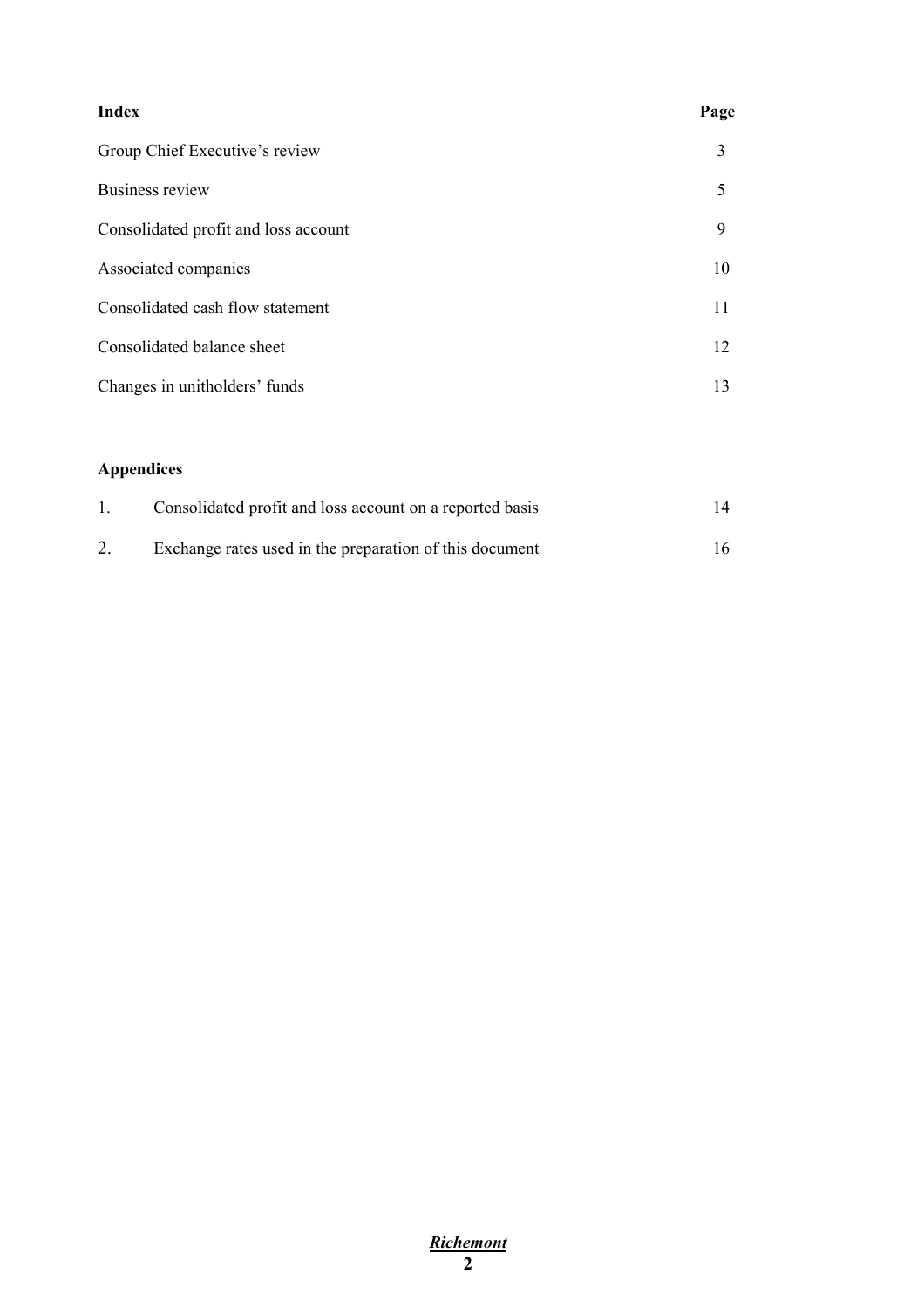| **Index** | **Page** |
| --- | --- |
| Group Chief Executive's review | 3 |
| Business review | 5 |
| Consolidated profit and loss account | 9 |
| Associated companies | 10 |
| Consolidated cash flow statement | 11 |
| Consolidated balance sheet | 12 |
| Changes in unitholders' funds | 13 |

**Appendices**

| | | |
| --- | --- | --- |
| 1. | Consolidated profit and loss account on a reported basis | 14 |
| 2. | Exchange rates used in the preparation of this document | 16 |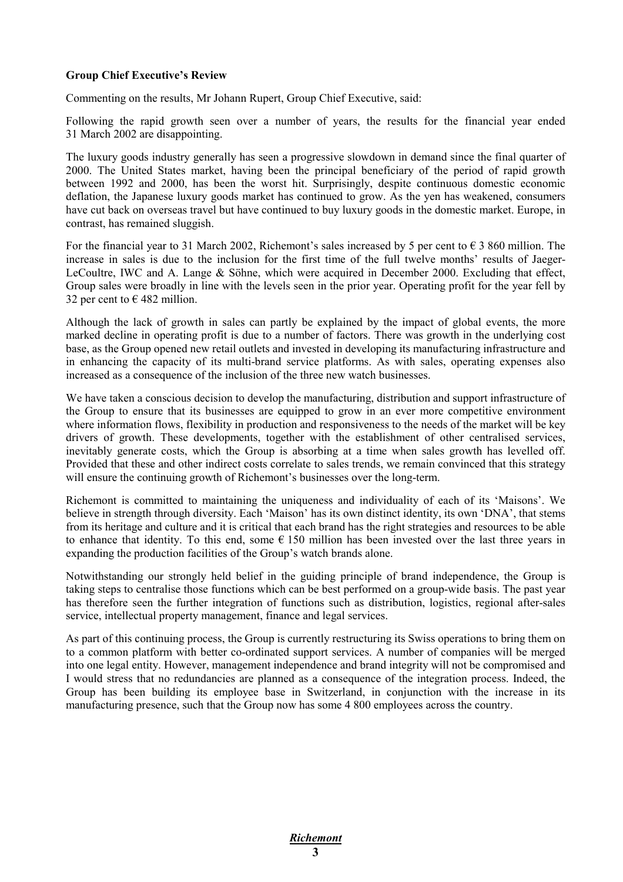**Group Chief Executive's Review**

Commenting on the results, Mr Johann Rupert, Group Chief Executive, said:

Following the rapid growth seen over a number of years, the results for the financial year ended 31 March 2002 are disappointing.

The luxury goods industry generally has seen a progressive slowdown in demand since the final quarter of 2000. The United States market, having been the principal beneficiary of the period of rapid growth between 1992 and 2000, has been the worst hit. Surprisingly, despite continuous domestic economic deflation, the Japanese luxury goods market has continued to grow. As the yen has weakened, consumers have cut back on overseas travel but have continued to buy luxury goods in the domestic market. Europe, in contrast, has remained sluggish.

For the financial year to 31 March 2002, Richemont's sales increased by 5 per cent to € 3 860 million. The increase in sales is due to the inclusion for the first time of the full twelve months' results of Jaeger-LeCoultre, IWC and A. Lange & Söhne, which were acquired in December 2000. Excluding that effect, Group sales were broadly in line with the levels seen in the prior year. Operating profit for the year fell by 32 per cent to € 482 million.

Although the lack of growth in sales can partly be explained by the impact of global events, the more marked decline in operating profit is due to a number of factors. There was growth in the underlying cost base, as the Group opened new retail outlets and invested in developing its manufacturing infrastructure and in enhancing the capacity of its multi-brand service platforms. As with sales, operating expenses also increased as a consequence of the inclusion of the three new watch businesses.

We have taken a conscious decision to develop the manufacturing, distribution and support infrastructure of the Group to ensure that its businesses are equipped to grow in an ever more competitive environment where information flows, flexibility in production and responsiveness to the needs of the market will be key drivers of growth. These developments, together with the establishment of other centralised services, inevitably generate costs, which the Group is absorbing at a time when sales growth has levelled off. Provided that these and other indirect costs correlate to sales trends, we remain convinced that this strategy will ensure the continuing growth of Richemont's businesses over the long-term.

Richemont is committed to maintaining the uniqueness and individuality of each of its 'Maisons'. We believe in strength through diversity. Each 'Maison' has its own distinct identity, its own 'DNA', that stems from its heritage and culture and it is critical that each brand has the right strategies and resources to be able to enhance that identity. To this end, some € 150 million has been invested over the last three years in expanding the production facilities of the Group's watch brands alone.

Notwithstanding our strongly held belief in the guiding principle of brand independence, the Group is taking steps to centralise those functions which can be best performed on a group-wide basis. The past year has therefore seen the further integration of functions such as distribution, logistics, regional after-sales service, intellectual property management, finance and legal services.

As part of this continuing process, the Group is currently restructuring its Swiss operations to bring them on to a common platform with better co-ordinated support services. A number of companies will be merged into one legal entity. However, management independence and brand integrity will not be compromised and I would stress that no redundancies are planned as a consequence of the integration process. Indeed, the Group has been building its employee base in Switzerland, in conjunction with the increase in its manufacturing presence, such that the Group now has some 4 800 employees across the country.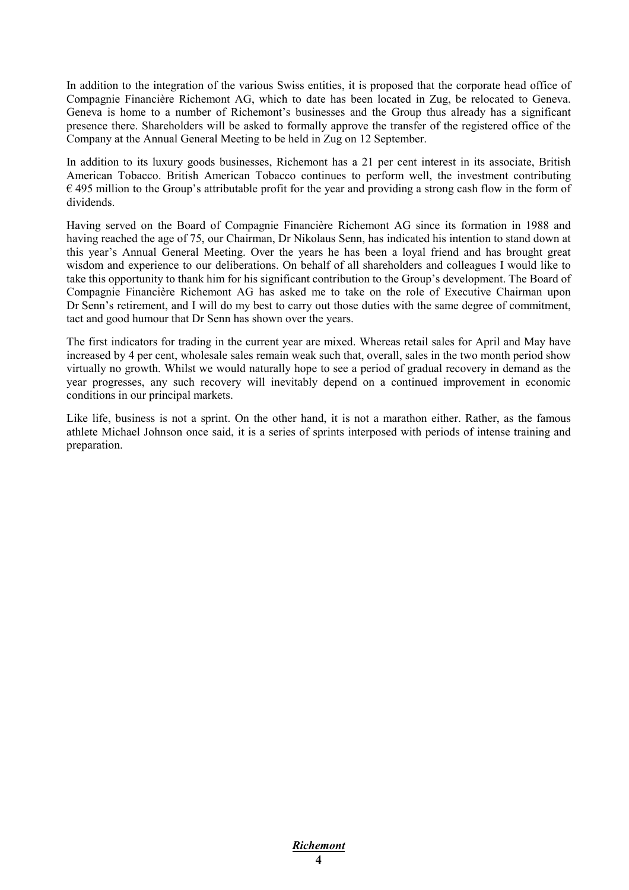In addition to the integration of the various Swiss entities, it is proposed that the corporate head office of Compagnie Financière Richemont AG, which to date has been located in Zug, be relocated to Geneva. Geneva is home to a number of Richemont's businesses and the Group thus already has a significant presence there. Shareholders will be asked to formally approve the transfer of the registered office of the Company at the Annual General Meeting to be held in Zug on 12 September.

In addition to its luxury goods businesses, Richemont has a 21 per cent interest in its associate, British American Tobacco. British American Tobacco continues to perform well, the investment contributing € 495 million to the Group's attributable profit for the year and providing a strong cash flow in the form of dividends.

Having served on the Board of Compagnie Financière Richemont AG since its formation in 1988 and having reached the age of 75, our Chairman, Dr Nikolaus Senn, has indicated his intention to stand down at this year's Annual General Meeting. Over the years he has been a loyal friend and has brought great wisdom and experience to our deliberations. On behalf of all shareholders and colleagues I would like to take this opportunity to thank him for his significant contribution to the Group's development. The Board of Compagnie Financière Richemont AG has asked me to take on the role of Executive Chairman upon Dr Senn's retirement, and I will do my best to carry out those duties with the same degree of commitment, tact and good humour that Dr Senn has shown over the years.

The first indicators for trading in the current year are mixed. Whereas retail sales for April and May have increased by 4 per cent, wholesale sales remain weak such that, overall, sales in the two month period show virtually no growth. Whilst we would naturally hope to see a period of gradual recovery in demand as the year progresses, any such recovery will inevitably depend on a continued improvement in economic conditions in our principal markets.

Like life, business is not a sprint. On the other hand, it is not a marathon either. Rather, as the famous athlete Michael Johnson once said, it is a series of sprints interposed with periods of intense training and preparation.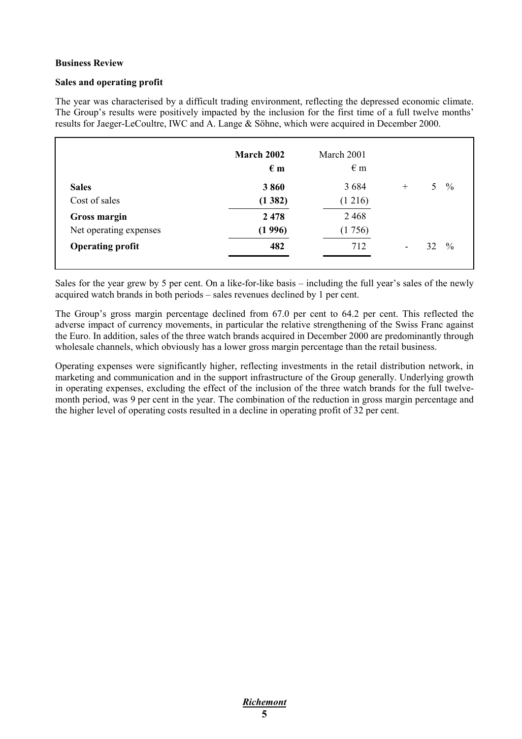**Business Review**

**Sales and operating profit**

The year was characterised by a difficult trading environment, reflecting the depressed economic climate. The Group's results were positively impacted by the inclusion for the first time of a full twelve months' results for Jaeger-LeCoultre, IWC and A. Lange & Söhne, which were acquired in December 2000.

| | **March 2002** | March 2001 | |
|---|---|---|---|
| | **€ m** | € m | |
| **Sales** | **3 860** | 3 684 | + 5 % |
| Cost of sales | **(1 382)** | (1 216) | |
| **Gross margin** | **2 478** | 2 468 | |
| Net operating expenses | **(1 996)** | (1 756) | |
| **Operating profit** | **482** | 712 | - 32 % |

Sales for the year grew by 5 per cent. On a like-for-like basis – including the full year's sales of the newly acquired watch brands in both periods – sales revenues declined by 1 per cent.

The Group's gross margin percentage declined from 67.0 per cent to 64.2 per cent. This reflected the adverse impact of currency movements, in particular the relative strengthening of the Swiss Franc against the Euro. In addition, sales of the three watch brands acquired in December 2000 are predominantly through wholesale channels, which obviously has a lower gross margin percentage than the retail business.

Operating expenses were significantly higher, reflecting investments in the retail distribution network, in marketing and communication and in the support infrastructure of the Group generally. Underlying growth in operating expenses, excluding the effect of the inclusion of the three watch brands for the full twelve-month period, was 9 per cent in the year. The combination of the reduction in gross margin percentage and the higher level of operating costs resulted in a decline in operating profit of 32 per cent.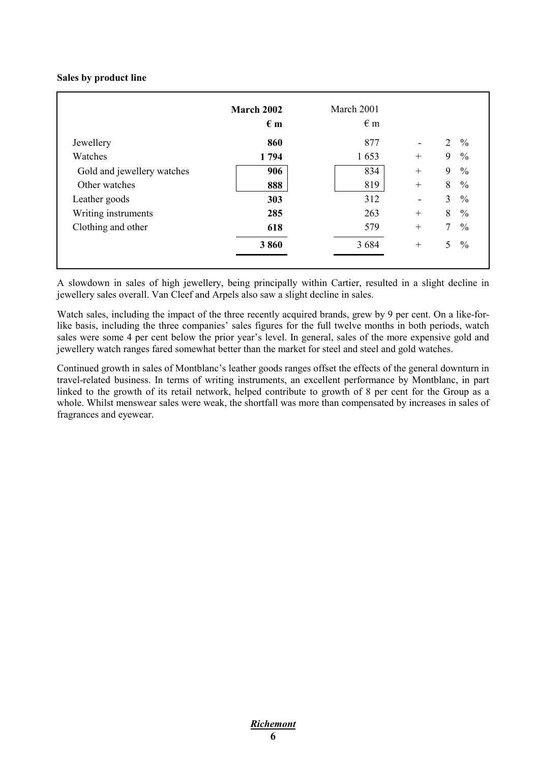**Sales by product line**

| | **March 2002** | March 2001 | | |
|---|---|---|---|---|
| | **€ m** | € m | | |
| Jewellery | **860** | 877 | - | 2 % |
| Watches | **1 794** | 1 653 | + | 9 % |
| Gold and jewellery watches | **906** | 834 | + | 9 % |
| Other watches | **888** | 819 | + | 8 % |
| Leather goods | **303** | 312 | - | 3 % |
| Writing instruments | **285** | 263 | + | 8 % |
| Clothing and other | **618** | 579 | + | 7 % |
| | **3 860** | 3 684 | + | 5 % |

A slowdown in sales of high jewellery, being principally within Cartier, resulted in a slight decline in jewellery sales overall. Van Cleef and Arpels also saw a slight decline in sales.

Watch sales, including the impact of the three recently acquired brands, grew by 9 per cent. On a like-for-like basis, including the three companies' sales figures for the full twelve months in both periods, watch sales were some 4 per cent below the prior year's level. In general, sales of the more expensive gold and jewellery watch ranges fared somewhat better than the market for steel and steel and gold watches.

Continued growth in sales of Montblanc's leather goods ranges offset the effects of the general downturn in travel-related business. In terms of writing instruments, an excellent performance by Montblanc, in part linked to the growth of its retail network, helped contribute to growth of 8 per cent for the Group as a whole. Whilst menswear sales were weak, the shortfall was more than compensated by increases in sales of fragrances and eyewear.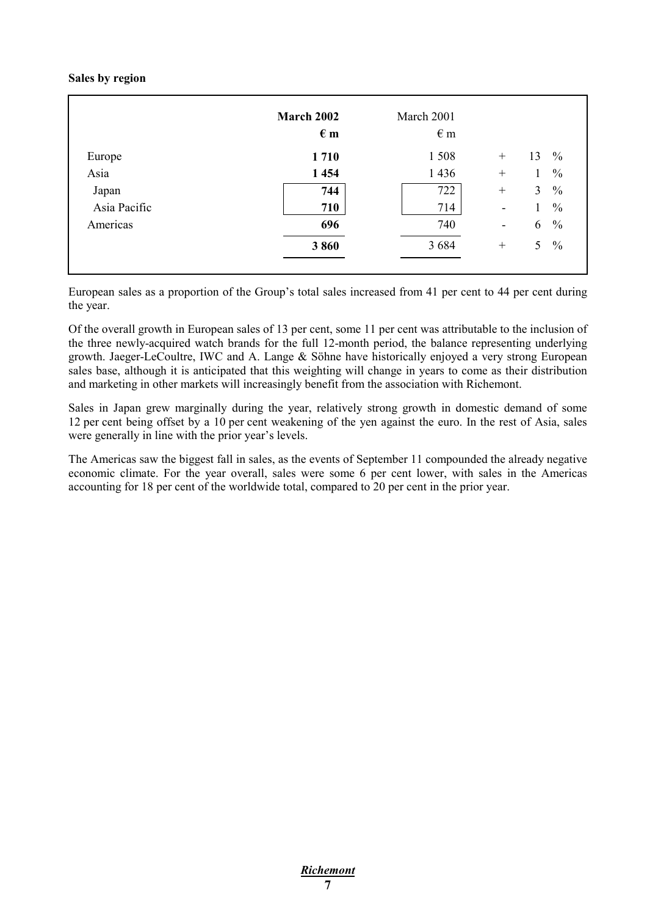**Sales by region**

| | **March 2002** | March 2001 | | |
|---|---|---|---|---|
| | **€ m** | € m | | |
| Europe | **1 710** | 1 508 | + | 13 % |
| Asia | **1 454** | 1 436 | + | 1 % |
| Japan | **744** | 722 | + | 3 % |
| Asia Pacific | **710** | 714 | - | 1 % |
| Americas | **696** | 740 | - | 6 % |
| | **3 860** | 3 684 | + | 5 % |

European sales as a proportion of the Group's total sales increased from 41 per cent to 44 per cent during the year.

Of the overall growth in European sales of 13 per cent, some 11 per cent was attributable to the inclusion of the three newly-acquired watch brands for the full 12-month period, the balance representing underlying growth. Jaeger-LeCoultre, IWC and A. Lange & Söhne have historically enjoyed a very strong European sales base, although it is anticipated that this weighting will change in years to come as their distribution and marketing in other markets will increasingly benefit from the association with Richemont.

Sales in Japan grew marginally during the year, relatively strong growth in domestic demand of some 12 per cent being offset by a 10 per cent weakening of the yen against the euro. In the rest of Asia, sales were generally in line with the prior year's levels.

The Americas saw the biggest fall in sales, as the events of September 11 compounded the already negative economic climate. For the year overall, sales were some 6 per cent lower, with sales in the Americas accounting for 18 per cent of the worldwide total, compared to 20 per cent in the prior year.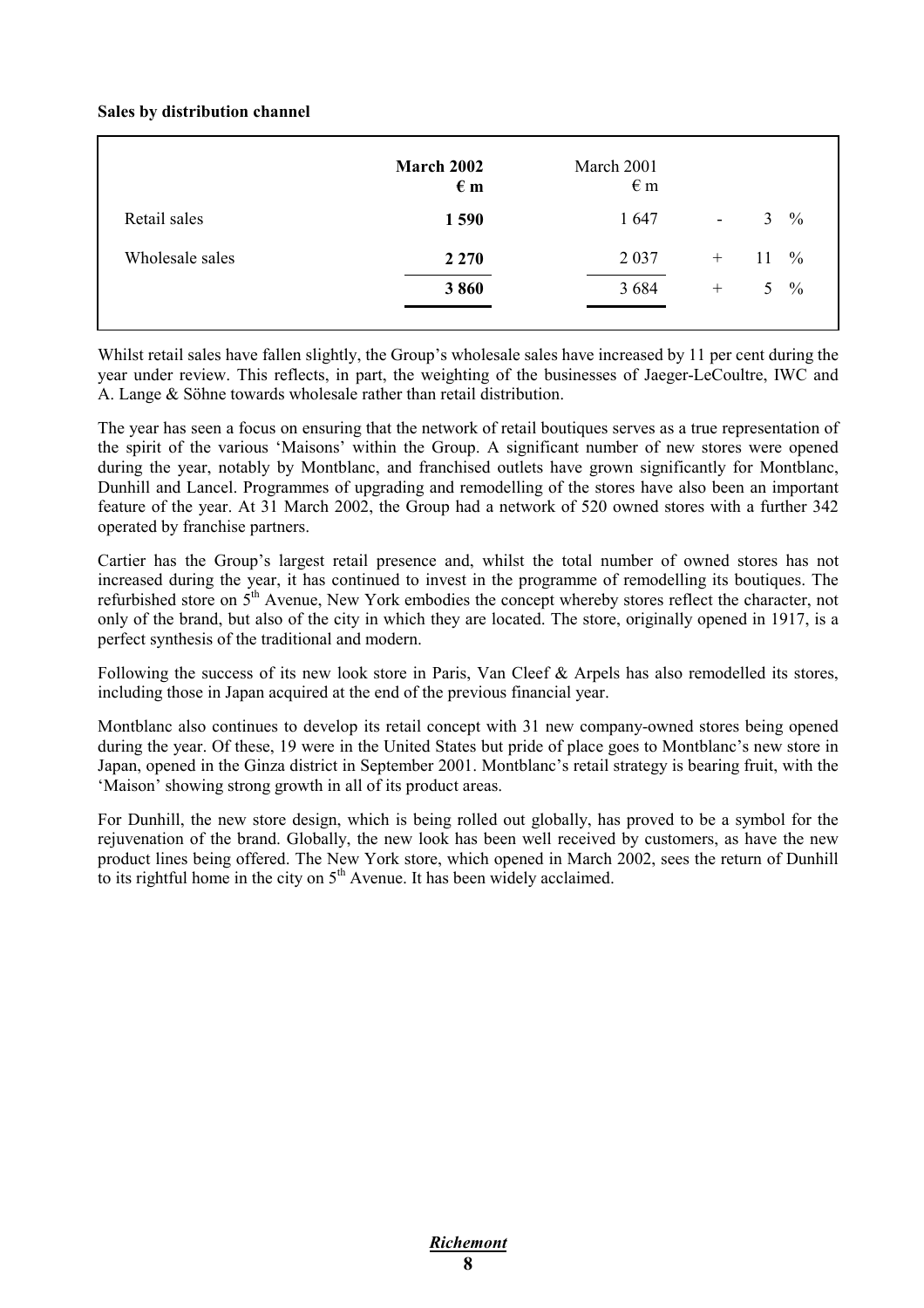**Sales by distribution channel**

| | **March 2002 € m** | March 2001 € m | |
|---|---|---|---|
| Retail sales | **1 590** | 1 647 | - 3 % |
| Wholesale sales | **2 270** | 2 037 | + 11 % |
| | **3 860** | 3 684 | + 5 % |

Whilst retail sales have fallen slightly, the Group's wholesale sales have increased by 11 per cent during the year under review. This reflects, in part, the weighting of the businesses of Jaeger-LeCoultre, IWC and A. Lange & Söhne towards wholesale rather than retail distribution.

The year has seen a focus on ensuring that the network of retail boutiques serves as a true representation of the spirit of the various 'Maisons' within the Group. A significant number of new stores were opened during the year, notably by Montblanc, and franchised outlets have grown significantly for Montblanc, Dunhill and Lancel. Programmes of upgrading and remodelling of the stores have also been an important feature of the year. At 31 March 2002, the Group had a network of 520 owned stores with a further 342 operated by franchise partners.

Cartier has the Group's largest retail presence and, whilst the total number of owned stores has not increased during the year, it has continued to invest in the programme of remodelling its boutiques. The refurbished store on 5th Avenue, New York embodies the concept whereby stores reflect the character, not only of the brand, but also of the city in which they are located. The store, originally opened in 1917, is a perfect synthesis of the traditional and modern.

Following the success of its new look store in Paris, Van Cleef & Arpels has also remodelled its stores, including those in Japan acquired at the end of the previous financial year.

Montblanc also continues to develop its retail concept with 31 new company-owned stores being opened during the year. Of these, 19 were in the United States but pride of place goes to Montblanc's new store in Japan, opened in the Ginza district in September 2001. Montblanc's retail strategy is bearing fruit, with the 'Maison' showing strong growth in all of its product areas.

For Dunhill, the new store design, which is being rolled out globally, has proved to be a symbol for the rejuvenation of the brand. Globally, the new look has been well received by customers, as have the new product lines being offered. The New York store, which opened in March 2002, sees the return of Dunhill to its rightful home in the city on 5th Avenue. It has been widely acclaimed.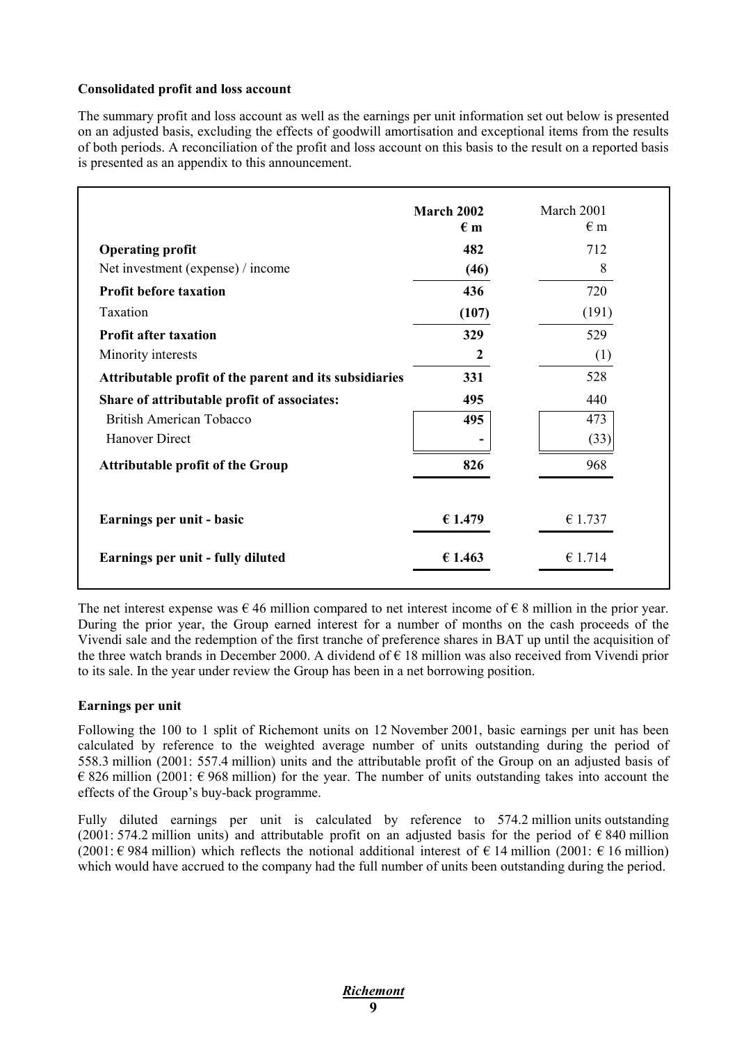**Consolidated profit and loss account**

The summary profit and loss account as well as the earnings per unit information set out below is presented on an adjusted basis, excluding the effects of goodwill amortisation and exceptional items from the results of both periods. A reconciliation of the profit and loss account on this basis to the result on a reported basis is presented as an appendix to this announcement.

| | **March 2002** **€ m** | March 2001 € m |
|---|---|---|
| **Operating profit** | **482** | 712 |
| Net investment (expense) / income | **(46)** | 8 |
| **Profit before taxation** | **436** | 720 |
| Taxation | **(107)** | (191) |
| **Profit after taxation** | **329** | 529 |
| Minority interests | **2** | (1) |
| **Attributable profit of the parent and its subsidiaries** | **331** | 528 |
| **Share of attributable profit of associates:** | **495** | 440 |
| British American Tobacco | **495** | 473 |
| Hanover Direct | **-** | (33) |
| **Attributable profit of the Group** | **826** | 968 |
| **Earnings per unit - basic** | **€ 1.479** | € 1.737 |
| **Earnings per unit - fully diluted** | **€ 1.463** | € 1.714 |

The net interest expense was € 46 million compared to net interest income of € 8 million in the prior year. During the prior year, the Group earned interest for a number of months on the cash proceeds of the Vivendi sale and the redemption of the first tranche of preference shares in BAT up until the acquisition of the three watch brands in December 2000. A dividend of € 18 million was also received from Vivendi prior to its sale. In the year under review the Group has been in a net borrowing position.

**Earnings per unit**

Following the 100 to 1 split of Richemont units on 12 November 2001, basic earnings per unit has been calculated by reference to the weighted average number of units outstanding during the period of 558.3 million (2001: 557.4 million) units and the attributable profit of the Group on an adjusted basis of € 826 million (2001: € 968 million) for the year. The number of units outstanding takes into account the effects of the Group's buy-back programme.

Fully diluted earnings per unit is calculated by reference to 574.2 million units outstanding (2001: 574.2 million units) and attributable profit on an adjusted basis for the period of € 840 million (2001: € 984 million) which reflects the notional additional interest of € 14 million (2001: € 16 million) which would have accrued to the company had the full number of units been outstanding during the period.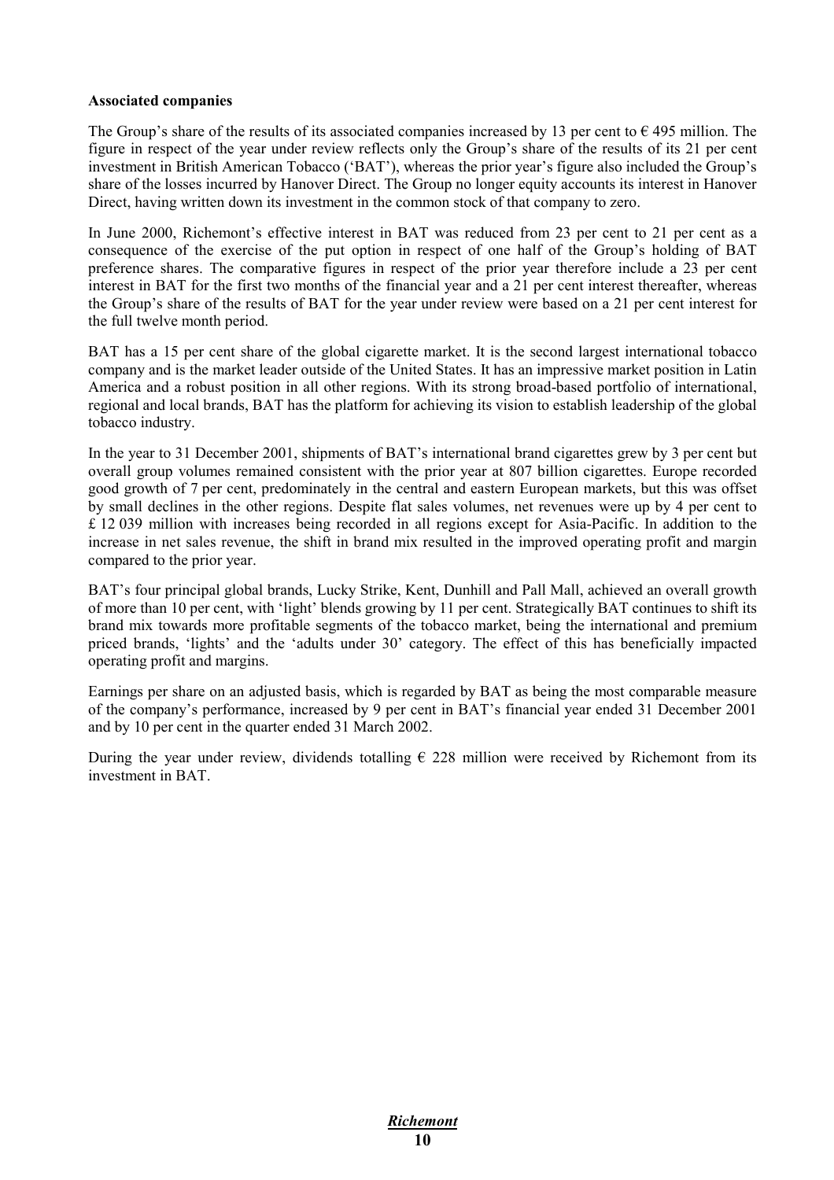**Associated companies**

The Group's share of the results of its associated companies increased by 13 per cent to € 495 million. The figure in respect of the year under review reflects only the Group's share of the results of its 21 per cent investment in British American Tobacco ('BAT'), whereas the prior year's figure also included the Group's share of the losses incurred by Hanover Direct. The Group no longer equity accounts its interest in Hanover Direct, having written down its investment in the common stock of that company to zero.

In June 2000, Richemont's effective interest in BAT was reduced from 23 per cent to 21 per cent as a consequence of the exercise of the put option in respect of one half of the Group's holding of BAT preference shares. The comparative figures in respect of the prior year therefore include a 23 per cent interest in BAT for the first two months of the financial year and a 21 per cent interest thereafter, whereas the Group's share of the results of BAT for the year under review were based on a 21 per cent interest for the full twelve month period.

BAT has a 15 per cent share of the global cigarette market. It is the second largest international tobacco company and is the market leader outside of the United States. It has an impressive market position in Latin America and a robust position in all other regions. With its strong broad-based portfolio of international, regional and local brands, BAT has the platform for achieving its vision to establish leadership of the global tobacco industry.

In the year to 31 December 2001, shipments of BAT's international brand cigarettes grew by 3 per cent but overall group volumes remained consistent with the prior year at 807 billion cigarettes. Europe recorded good growth of 7 per cent, predominately in the central and eastern European markets, but this was offset by small declines in the other regions. Despite flat sales volumes, net revenues were up by 4 per cent to £ 12 039 million with increases being recorded in all regions except for Asia-Pacific. In addition to the increase in net sales revenue, the shift in brand mix resulted in the improved operating profit and margin compared to the prior year.

BAT's four principal global brands, Lucky Strike, Kent, Dunhill and Pall Mall, achieved an overall growth of more than 10 per cent, with 'light' blends growing by 11 per cent. Strategically BAT continues to shift its brand mix towards more profitable segments of the tobacco market, being the international and premium priced brands, 'lights' and the 'adults under 30' category. The effect of this has beneficially impacted operating profit and margins.

Earnings per share on an adjusted basis, which is regarded by BAT as being the most comparable measure of the company's performance, increased by 9 per cent in BAT's financial year ended 31 December 2001 and by 10 per cent in the quarter ended 31 March 2002.

During the year under review, dividends totalling € 228 million were received by Richemont from its investment in BAT.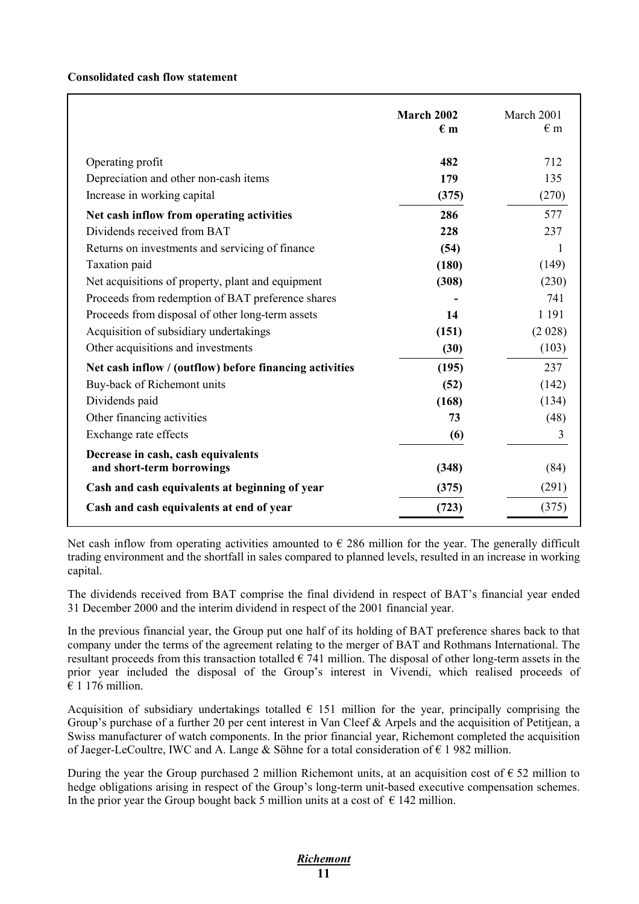**Consolidated cash flow statement**

| | March 2002 € m | March 2001 € m |
|---|---|---|
| Operating profit | **482** | 712 |
| Depreciation and other non-cash items | **179** | 135 |
| Increase in working capital | **(375)** | (270) |
| **Net cash inflow from operating activities** | **286** | 577 |
| Dividends received from BAT | **228** | 237 |
| Returns on investments and servicing of finance | **(54)** | 1 |
| Taxation paid | **(180)** | (149) |
| Net acquisitions of property, plant and equipment | **(308)** | (230) |
| Proceeds from redemption of BAT preference shares | **-** | 741 |
| Proceeds from disposal of other long-term assets | **14** | 1 191 |
| Acquisition of subsidiary undertakings | **(151)** | (2 028) |
| Other acquisitions and investments | **(30)** | (103) |
| **Net cash inflow / (outflow) before financing activities** | **(195)** | 237 |
| Buy-back of Richemont units | **(52)** | (142) |
| Dividends paid | **(168)** | (134) |
| Other financing activities | **73** | (48) |
| Exchange rate effects | **(6)** | 3 |
| **Decrease in cash, cash equivalents and short-term borrowings** | **(348)** | (84) |
| **Cash and cash equivalents at beginning of year** | **(375)** | (291) |
| **Cash and cash equivalents at end of year** | **(723)** | (375) |

Net cash inflow from operating activities amounted to € 286 million for the year. The generally difficult trading environment and the shortfall in sales compared to planned levels, resulted in an increase in working capital.

The dividends received from BAT comprise the final dividend in respect of BAT's financial year ended 31 December 2000 and the interim dividend in respect of the 2001 financial year.

In the previous financial year, the Group put one half of its holding of BAT preference shares back to that company under the terms of the agreement relating to the merger of BAT and Rothmans International. The resultant proceeds from this transaction totalled € 741 million. The disposal of other long-term assets in the prior year included the disposal of the Group's interest in Vivendi, which realised proceeds of € 1 176 million.

Acquisition of subsidiary undertakings totalled € 151 million for the year, principally comprising the Group's purchase of a further 20 per cent interest in Van Cleef & Arpels and the acquisition of Petitjean, a Swiss manufacturer of watch components. In the prior financial year, Richemont completed the acquisition of Jaeger-LeCoultre, IWC and A. Lange & Söhne for a total consideration of € 1 982 million.

During the year the Group purchased 2 million Richemont units, at an acquisition cost of € 52 million to hedge obligations arising in respect of the Group's long-term unit-based executive compensation schemes. In the prior year the Group bought back 5 million units at a cost of € 142 million.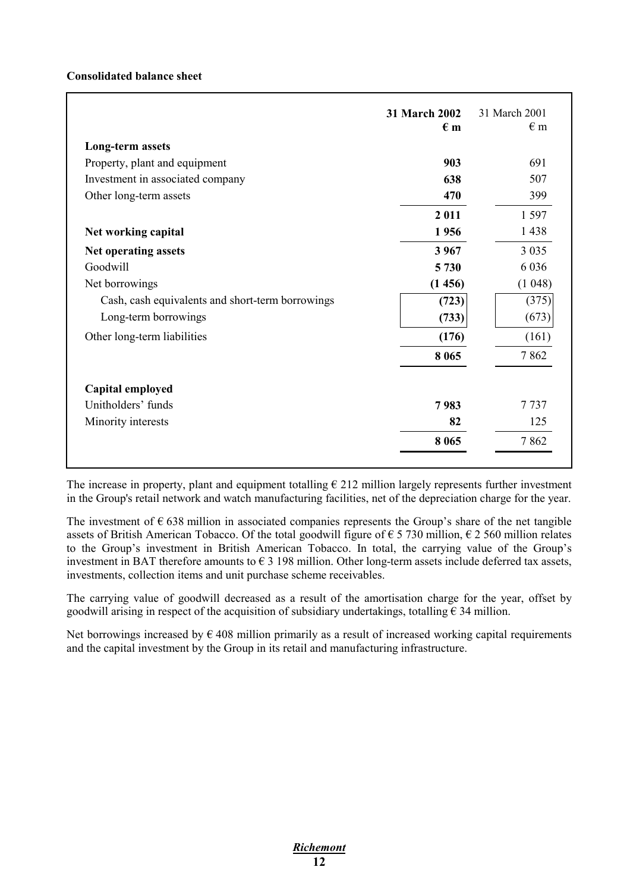**Consolidated balance sheet**

| | **31 March 2002** **€ m** | 31 March 2001 € m |
|---|---|---|
| **Long-term assets** | | |
| Property, plant and equipment | **903** | 691 |
| Investment in associated company | **638** | 507 |
| Other long-term assets | **470** | 399 |
| | **2 011** | 1 597 |
| **Net working capital** | **1 956** | 1 438 |
| **Net operating assets** | **3 967** | 3 035 |
| Goodwill | **5 730** | 6 036 |
| Net borrowings | **(1 456)** | (1 048) |
| Cash, cash equivalents and short-term borrowings | **(723)** | (375) |
| Long-term borrowings | **(733)** | (673) |
| Other long-term liabilities | **(176)** | (161) |
| | **8 065** | 7 862 |
| **Capital employed** | | |
| Unitholders' funds | **7 983** | 7 737 |
| Minority interests | **82** | 125 |
| | **8 065** | 7 862 |

The increase in property, plant and equipment totalling € 212 million largely represents further investment in the Group's retail network and watch manufacturing facilities, net of the depreciation charge for the year.

The investment of € 638 million in associated companies represents the Group's share of the net tangible assets of British American Tobacco. Of the total goodwill figure of € 5 730 million, € 2 560 million relates to the Group's investment in British American Tobacco. In total, the carrying value of the Group's investment in BAT therefore amounts to € 3 198 million. Other long-term assets include deferred tax assets, investments, collection items and unit purchase scheme receivables.

The carrying value of goodwill decreased as a result of the amortisation charge for the year, offset by goodwill arising in respect of the acquisition of subsidiary undertakings, totalling € 34 million.

Net borrowings increased by € 408 million primarily as a result of increased working capital requirements and the capital investment by the Group in its retail and manufacturing infrastructure.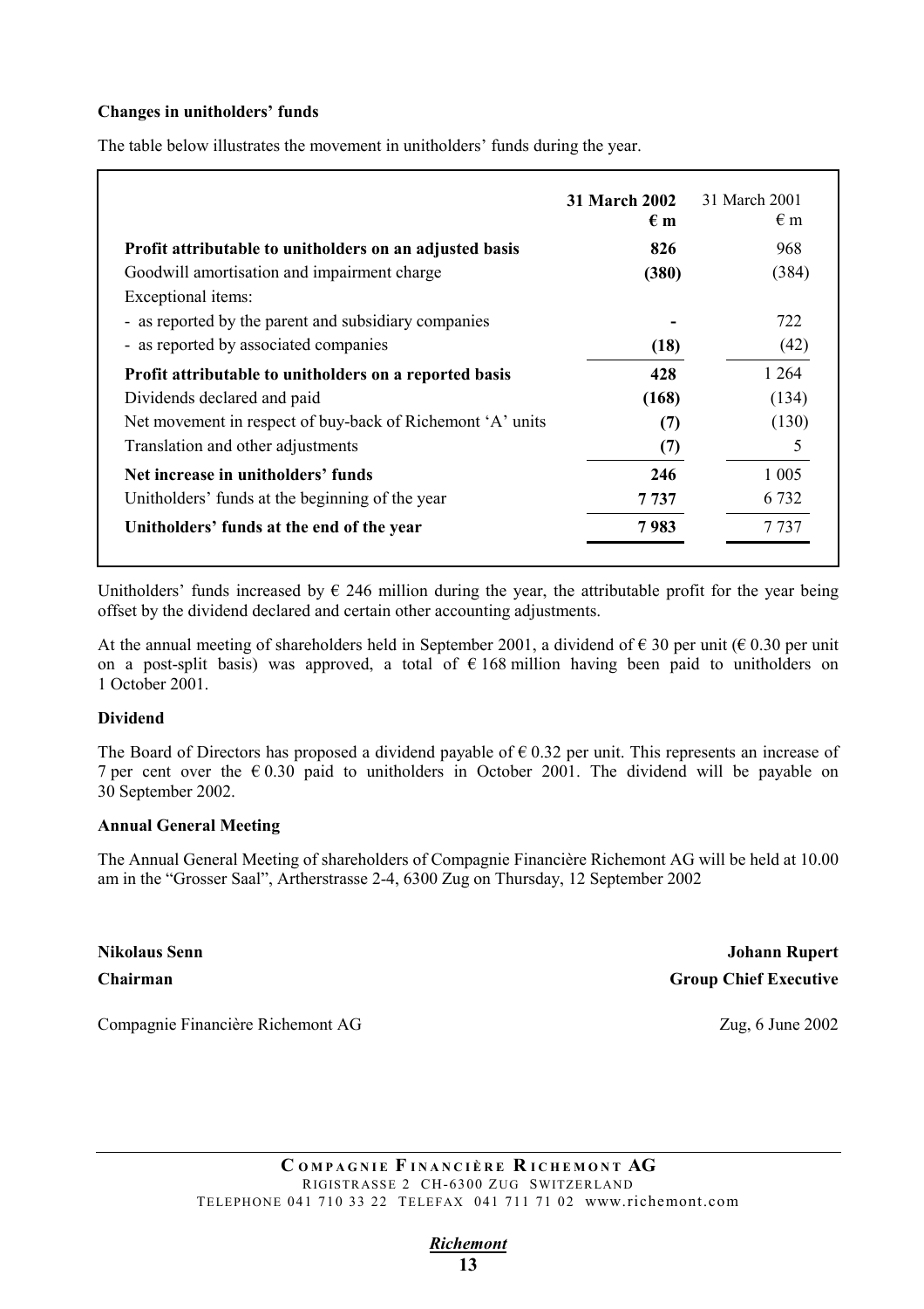**Changes in unitholders' funds**

The table below illustrates the movement in unitholders' funds during the year.

| | **31 March 2002**<br>**€ m** | 31 March 2001<br>€ m |
|---|---|---|
| **Profit attributable to unitholders on an adjusted basis** | **826** | 968 |
| Goodwill amortisation and impairment charge | **(380)** | (384) |
| Exceptional items: | | |
| - as reported by the parent and subsidiary companies | **-** | 722 |
| - as reported by associated companies | **(18)** | (42) |
| **Profit attributable to unitholders on a reported basis** | **428** | 1 264 |
| Dividends declared and paid | **(168)** | (134) |
| Net movement in respect of buy-back of Richemont 'A' units | **(7)** | (130) |
| Translation and other adjustments | **(7)** | 5 |
| **Net increase in unitholders' funds** | **246** | 1 005 |
| Unitholders' funds at the beginning of the year | **7 737** | 6 732 |
| **Unitholders' funds at the end of the year** | **7 983** | 7 737 |

Unitholders' funds increased by € 246 million during the year, the attributable profit for the year being offset by the dividend declared and certain other accounting adjustments.

At the annual meeting of shareholders held in September 2001, a dividend of € 30 per unit (€ 0.30 per unit on a post-split basis) was approved, a total of € 168 million having been paid to unitholders on 1 October 2001.

**Dividend**

The Board of Directors has proposed a dividend payable of € 0.32 per unit. This represents an increase of 7 per cent over the € 0.30 paid to unitholders in October 2001. The dividend will be payable on 30 September 2002.

**Annual General Meeting**

The Annual General Meeting of shareholders of Compagnie Financière Richemont AG will be held at 10.00 am in the "Grosser Saal", Artherstrasse 2-4, 6300 Zug on Thursday, 12 September 2002

**Nikolaus Senn**
**Chairman**

**Johann Rupert**
**Group Chief Executive**

Compagnie Financière Richemont AG

Zug, 6 June 2002

**COMPAGNIE FINANCIÈRE RICHEMONT AG**
RIGISTRASSE 2 CH-6300 ZUG SWITZERLAND
TELEPHONE 041 710 33 22 TELEFAX 041 711 71 02 www.richemont.com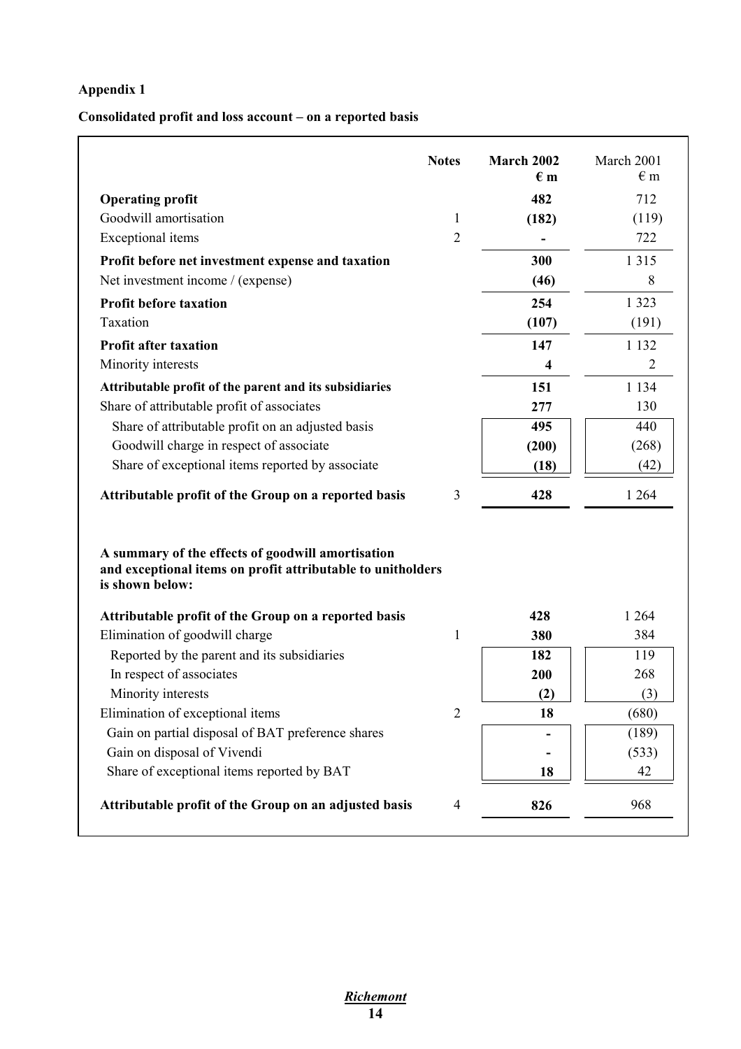**Appendix 1**

**Consolidated profit and loss account – on a reported basis**

| | Notes | **March 2002 € m** | March 2001 € m |
|---|---|---|---|
| **Operating profit** | | **482** | 712 |
| Goodwill amortisation | 1 | **(182)** | (119) |
| Exceptional items | 2 | **-** | 722 |
| **Profit before net investment expense and taxation** | | **300** | 1 315 |
| Net investment income / (expense) | | **(46)** | 8 |
| **Profit before taxation** | | **254** | 1 323 |
| Taxation | | **(107)** | (191) |
| **Profit after taxation** | | **147** | 1 132 |
| Minority interests | | **4** | 2 |
| **Attributable profit of the parent and its subsidiaries** | | **151** | 1 134 |
| Share of attributable profit of associates | | **277** | 130 |
| Share of attributable profit on an adjusted basis | | **495** | 440 |
| Goodwill charge in respect of associate | | **(200)** | (268) |
| Share of exceptional items reported by associate | | **(18)** | (42) |
| **Attributable profit of the Group on a reported basis** | 3 | **428** | 1 264 |

**A summary of the effects of goodwill amortisation and exceptional items on profit attributable to unitholders is shown below:**

| | Notes | **March 2002 € m** | March 2001 € m |
|---|---|---|---|
| **Attributable profit of the Group on a reported basis** | | **428** | 1 264 |
| Elimination of goodwill charge | 1 | **380** | 384 |
| Reported by the parent and its subsidiaries | | **182** | 119 |
| In respect of associates | | **200** | 268 |
| Minority interests | | **(2)** | (3) |
| Elimination of exceptional items | 2 | **18** | (680) |
| Gain on partial disposal of BAT preference shares | | **-** | (189) |
| Gain on disposal of Vivendi | | **-** | (533) |
| Share of exceptional items reported by BAT | | **18** | 42 |
| **Attributable profit of the Group on an adjusted basis** | 4 | **826** | 968 |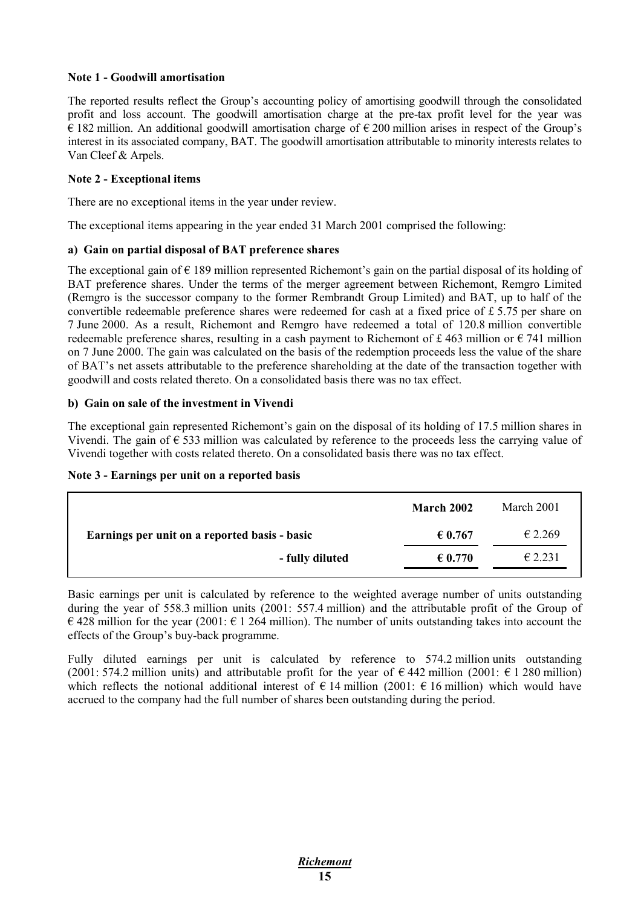**Note 1 - Goodwill amortisation**

The reported results reflect the Group's accounting policy of amortising goodwill through the consolidated profit and loss account. The goodwill amortisation charge at the pre-tax profit level for the year was € 182 million. An additional goodwill amortisation charge of € 200 million arises in respect of the Group's interest in its associated company, BAT. The goodwill amortisation attributable to minority interests relates to Van Cleef & Arpels.

**Note 2 - Exceptional items**

There are no exceptional items in the year under review.

The exceptional items appearing in the year ended 31 March 2001 comprised the following:

**a) Gain on partial disposal of BAT preference shares**

The exceptional gain of € 189 million represented Richemont's gain on the partial disposal of its holding of BAT preference shares. Under the terms of the merger agreement between Richemont, Remgro Limited (Remgro is the successor company to the former Rembrandt Group Limited) and BAT, up to half of the convertible redeemable preference shares were redeemed for cash at a fixed price of £ 5.75 per share on 7 June 2000. As a result, Richemont and Remgro have redeemed a total of 120.8 million convertible redeemable preference shares, resulting in a cash payment to Richemont of £ 463 million or € 741 million on 7 June 2000. The gain was calculated on the basis of the redemption proceeds less the value of the share of BAT's net assets attributable to the preference shareholding at the date of the transaction together with goodwill and costs related thereto. On a consolidated basis there was no tax effect.

**b) Gain on sale of the investment in Vivendi**

The exceptional gain represented Richemont's gain on the disposal of its holding of 17.5 million shares in Vivendi. The gain of € 533 million was calculated by reference to the proceeds less the carrying value of Vivendi together with costs related thereto. On a consolidated basis there was no tax effect.

**Note 3 - Earnings per unit on a reported basis**

| | **March 2002** | March 2001 |
|---|---|---|
| **Earnings per unit on a reported basis - basic** | **€ 0.767** | € 2.269 |
| **- fully diluted** | **€ 0.770** | € 2.231 |

Basic earnings per unit is calculated by reference to the weighted average number of units outstanding during the year of 558.3 million units (2001: 557.4 million) and the attributable profit of the Group of € 428 million for the year (2001: € 1 264 million). The number of units outstanding takes into account the effects of the Group's buy-back programme.

Fully diluted earnings per unit is calculated by reference to 574.2 million units outstanding (2001: 574.2 million units) and attributable profit for the year of € 442 million (2001: € 1 280 million) which reflects the notional additional interest of € 14 million (2001: € 16 million) which would have accrued to the company had the full number of shares been outstanding during the period.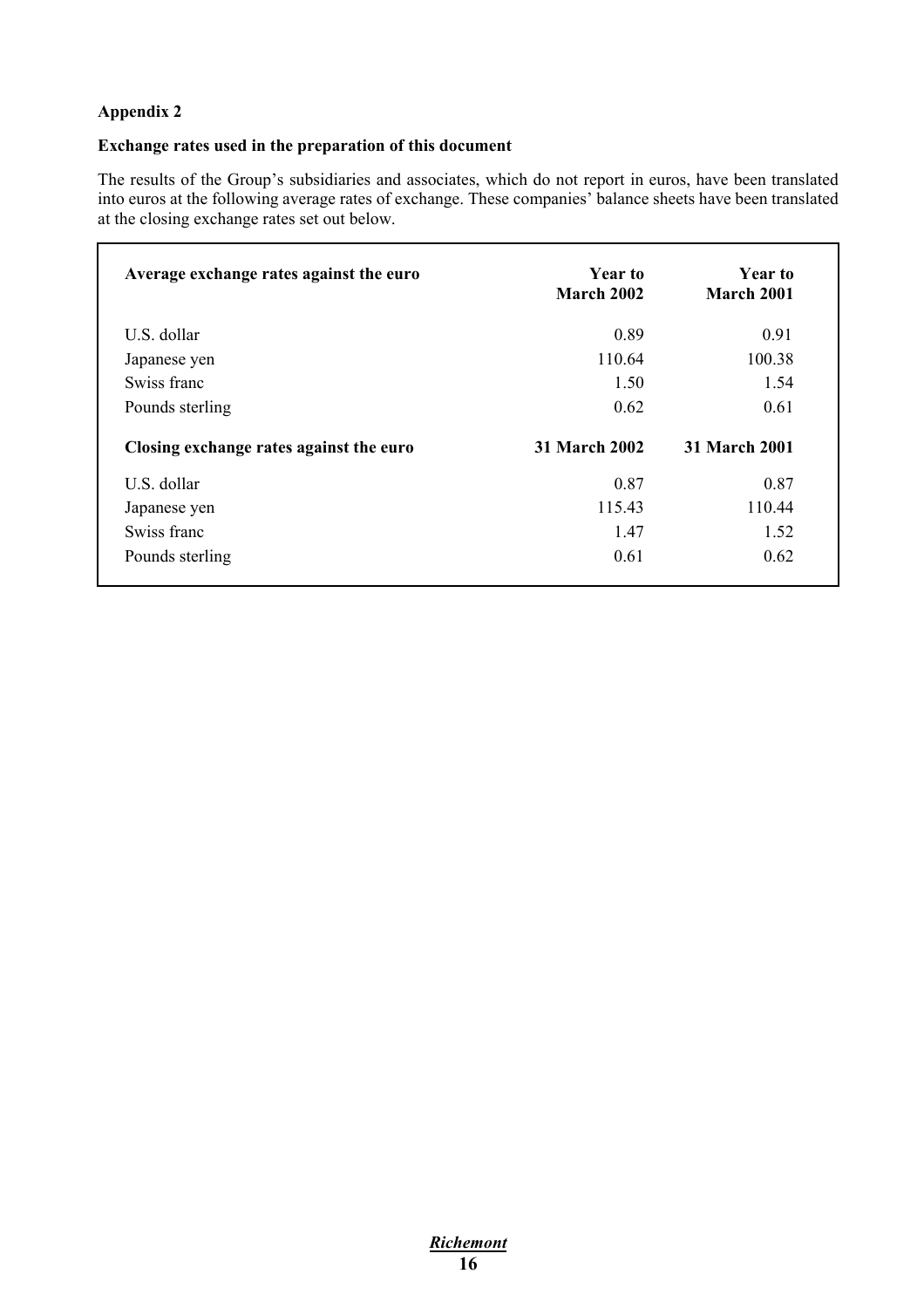**Appendix 2**

**Exchange rates used in the preparation of this document**

The results of the Group's subsidiaries and associates, which do not report in euros, have been translated into euros at the following average rates of exchange. These companies' balance sheets have been translated at the closing exchange rates set out below.

| **Average exchange rates against the euro** | **Year to March 2002** | **Year to March 2001** |
|---|---|---|
| U.S. dollar | 0.89 | 0.91 |
| Japanese yen | 110.64 | 100.38 |
| Swiss franc | 1.50 | 1.54 |
| Pounds sterling | 0.62 | 0.61 |
| **Closing exchange rates against the euro** | **31 March 2002** | **31 March 2001** |
| U.S. dollar | 0.87 | 0.87 |
| Japanese yen | 115.43 | 110.44 |
| Swiss franc | 1.47 | 1.52 |
| Pounds sterling | 0.61 | 0.62 |